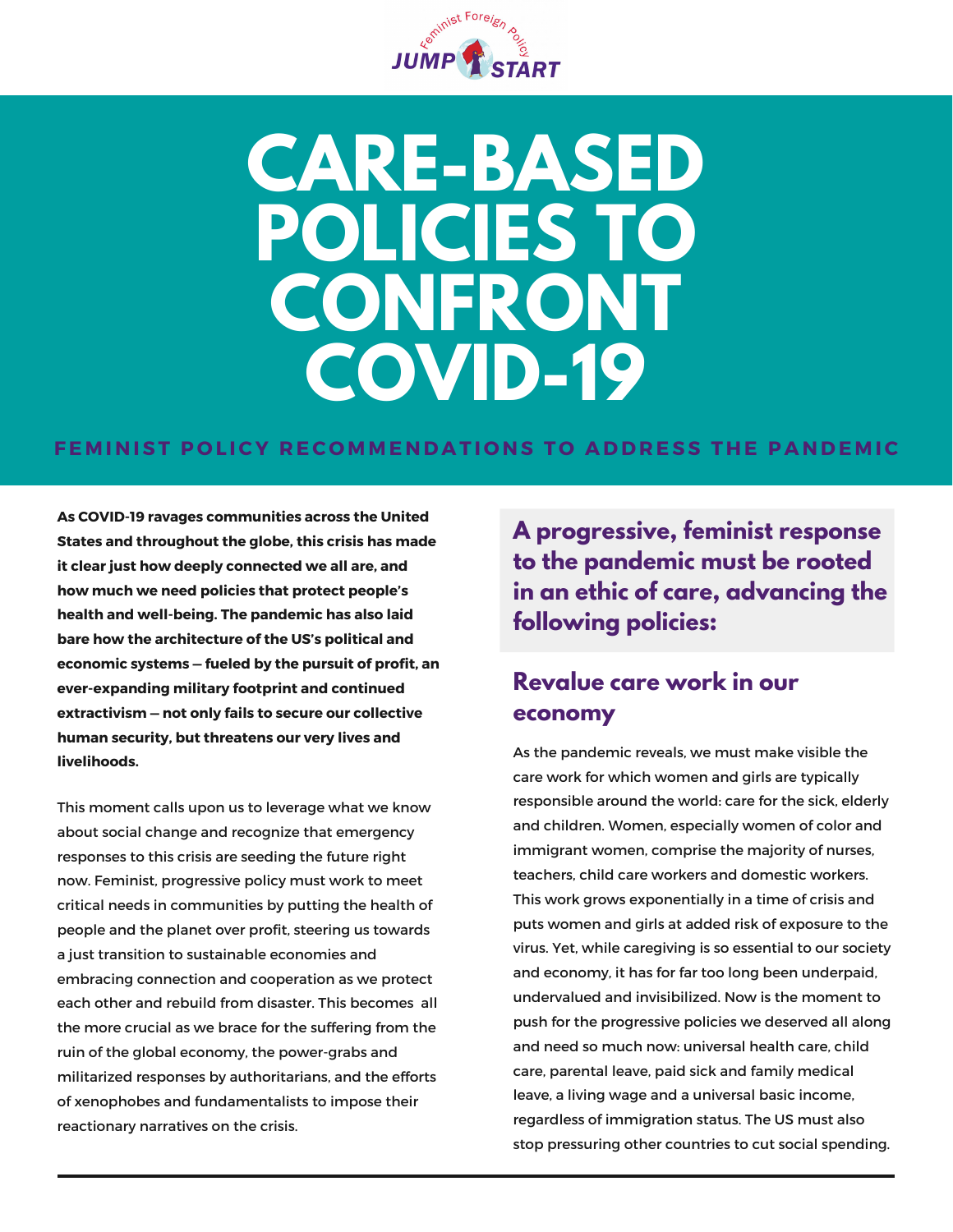Feminist Foreign Policy JUMP START

# CARE-BASED POLICIES TO CONFRONT COVID-19

## FEMINIST POLICY RECOMMENDATIONS TO ADDRESS THE PANDEMIC

**As COVID-19 ravages communities across the United States and throughout the globe, this crisis has made it clear just how deeply connected we all are, and how much we need policies that protect people's health and well-being. The pandemic has also laid bare how the architecture of the US's political and economic systems — fueled by the pursuit of profit, an ever-expanding military footprint and continued extractivism — not only fails to secure our collective human security, but threatens our very lives and livelihoods.**

This moment calls upon us to leverage what we know about social change and recognize that emergency responses to this crisis are seeding the future right now. Feminist, progressive policy must work to meet critical needs in communities by putting the health of people and the planet over profit, steering us towards a just transition to sustainable economies and embracing connection and cooperation as we protect each other and rebuild from disaster. This becomes all the more crucial as we brace for the suffering from the ruin of the global economy, the power-grabs and militarized responses by authoritarians, and the efforts of xenophobes and fundamentalists to impose their reactionary narratives on the crisis.

**A progressive, feminist response to the pandemic must be rooted in an ethic of care, advancing the following policies:**

### Revalue care work in our economy

As the pandemic reveals, we must make visible the care work for which women and girls are typically responsible around the world: care for the sick, elderly and children. Women, especially women of color and immigrant women, comprise the majority of nurses, teachers, child care workers and domestic workers. This work grows exponentially in a time of crisis and puts women and girls at added risk of exposure to the virus. Yet, while caregiving is so essential to our society and economy, it has for far too long been underpaid, undervalued and invisibilized. Now is the moment to push for the progressive policies we deserved all along and need so much now: universal health care, child care, parental leave, paid sick and family medical leave, a living wage and a universal basic income, regardless of immigration status. The US must also stop pressuring other countries to cut social spending.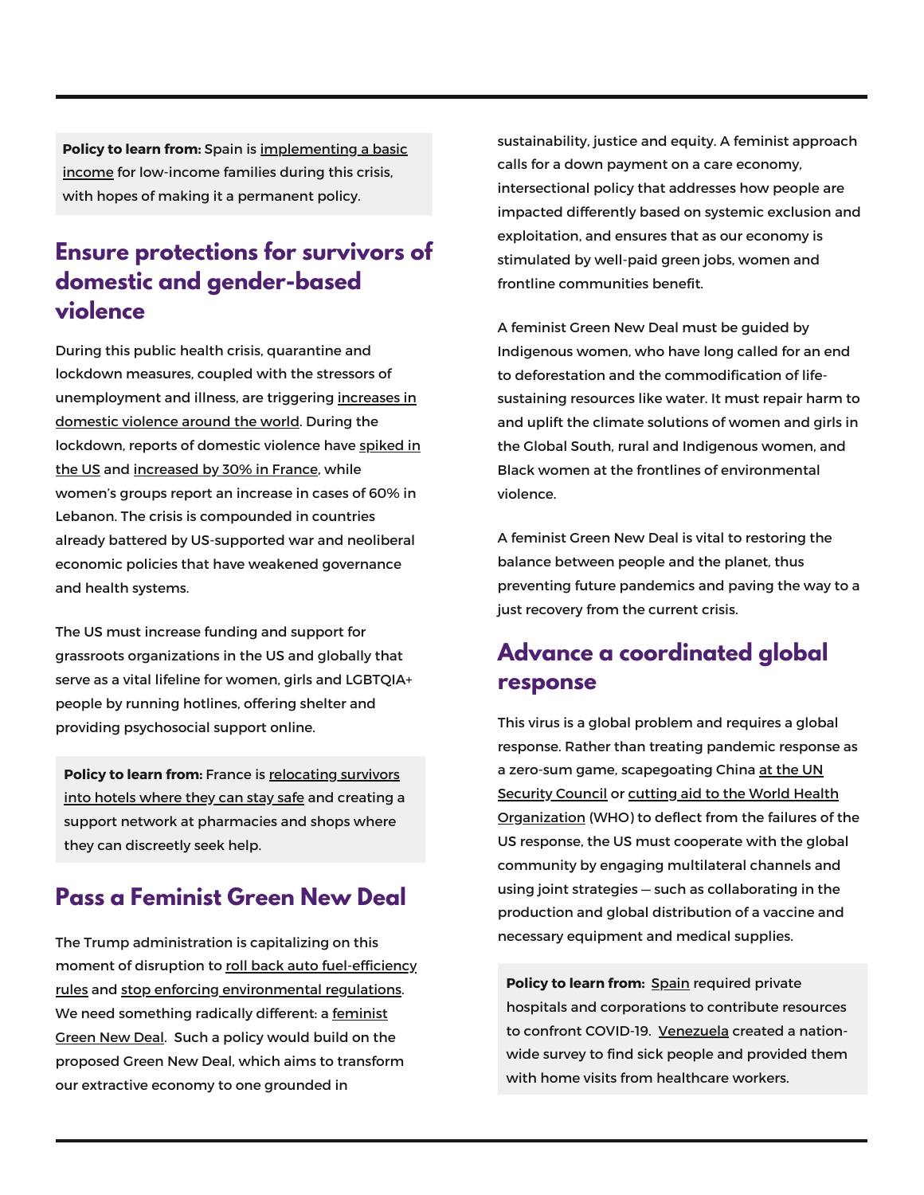**Policy to learn from:** Spain is implementing a basic income for low-income families during this crisis, with hopes of making it a permanent policy.

## Ensure protections for survivors of domestic and gender-based violence

During this public health crisis, quarantine and lockdown measures, coupled with the stressors of unemployment and illness, are triggering increases in domestic violence around the world. During the lockdown, reports of domestic violence have spiked in the US and increased by 30% in France, while women's groups report an increase in cases of 60% in Lebanon. The crisis is compounded in countries already battered by US-supported war and neoliberal economic policies that have weakened governance and health systems.

The US must increase funding and support for grassroots organizations in the US and globally that serve as a vital lifeline for women, girls and LGBTQIA+ people by running hotlines, offering shelter and providing psychosocial support online.

**Policy to learn from:** France is relocating survivors into hotels where they can stay safe and creating a support network at pharmacies and shops where they can discreetly seek help.

## Pass a Feminist Green New Deal

The Trump administration is capitalizing on this moment of disruption to roll back auto fuel-efficiency rules and stop enforcing environmental regulations. We need something radically different: a feminist Green New Deal. Such a policy would build on the proposed Green New Deal, which aims to transform our extractive economy to one grounded in sustainability, justice and equity. A feminist approach calls for a down payment on a care economy, intersectional policy that addresses how people are impacted differently based on systemic exclusion and exploitation, and ensures that as our economy is stimulated by well-paid green jobs, women and frontline communities benefit.

A feminist Green New Deal must be guided by Indigenous women, who have long called for an end to deforestation and the commodification of life-sustaining resources like water. It must repair harm to and uplift the climate solutions of women and girls in the Global South, rural and Indigenous women, and Black women at the frontlines of environmental violence.

A feminist Green New Deal is vital to restoring the balance between people and the planet, thus preventing future pandemics and paving the way to a just recovery from the current crisis.

## Advance a coordinated global response

This virus is a global problem and requires a global response. Rather than treating pandemic response as a zero-sum game, scapegoating China at the UN Security Council or cutting aid to the World Health Organization (WHO) to deflect from the failures of the US response, the US must cooperate with the global community by engaging multilateral channels and using joint strategies — such as collaborating in the production and global distribution of a vaccine and necessary equipment and medical supplies.

**Policy to learn from:** Spain required private hospitals and corporations to contribute resources to confront COVID-19. Venezuela created a nation-wide survey to find sick people and provided them with home visits from healthcare workers.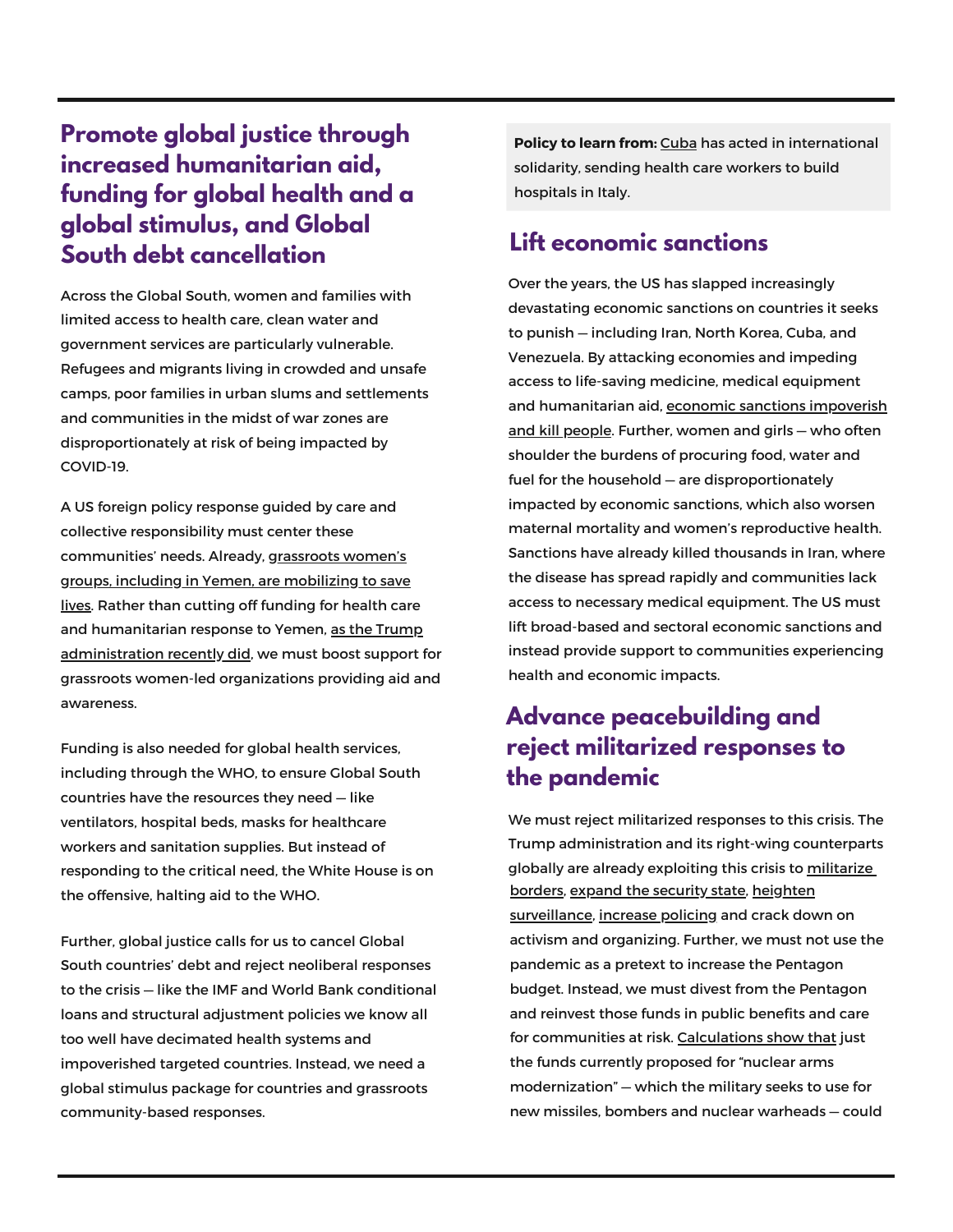## Promote global justice through increased humanitarian aid, funding for global health and a global stimulus, and Global South debt cancellation

Across the Global South, women and families with limited access to health care, clean water and government services are particularly vulnerable. Refugees and migrants living in crowded and unsafe camps, poor families in urban slums and settlements and communities in the midst of war zones are disproportionately at risk of being impacted by COVID-19.

A US foreign policy response guided by care and collective responsibility must center these communities' needs. Already, grassroots women's groups, including in Yemen, are mobilizing to save lives. Rather than cutting off funding for health care and humanitarian response to Yemen, as the Trump administration recently did, we must boost support for grassroots women-led organizations providing aid and awareness.

Funding is also needed for global health services, including through the WHO, to ensure Global South countries have the resources they need — like ventilators, hospital beds, masks for healthcare workers and sanitation supplies. But instead of responding to the critical need, the White House is on the offensive, halting aid to the WHO.

Further, global justice calls for us to cancel Global South countries' debt and reject neoliberal responses to the crisis — like the IMF and World Bank conditional loans and structural adjustment policies we know all too well have decimated health systems and impoverished targeted countries. Instead, we need a global stimulus package for countries and grassroots community-based responses.

**Policy to learn from:** Cuba has acted in international solidarity, sending health care workers to build hospitals in Italy.

## Lift economic sanctions

Over the years, the US has slapped increasingly devastating economic sanctions on countries it seeks to punish — including Iran, North Korea, Cuba, and Venezuela. By attacking economies and impeding access to life-saving medicine, medical equipment and humanitarian aid, economic sanctions impoverish and kill people. Further, women and girls — who often shoulder the burdens of procuring food, water and fuel for the household — are disproportionately impacted by economic sanctions, which also worsen maternal mortality and women's reproductive health. Sanctions have already killed thousands in Iran, where the disease has spread rapidly and communities lack access to necessary medical equipment. The US must lift broad-based and sectoral economic sanctions and instead provide support to communities experiencing health and economic impacts.

## Advance peacebuilding and reject militarized responses to the pandemic

We must reject militarized responses to this crisis. The Trump administration and its right-wing counterparts globally are already exploiting this crisis to militarize borders, expand the security state, heighten surveillance, increase policing and crack down on activism and organizing. Further, we must not use the pandemic as a pretext to increase the Pentagon budget. Instead, we must divest from the Pentagon and reinvest those funds in public benefits and care for communities at risk. Calculations show that just the funds currently proposed for "nuclear arms modernization" — which the military seeks to use for new missiles, bombers and nuclear warheads — could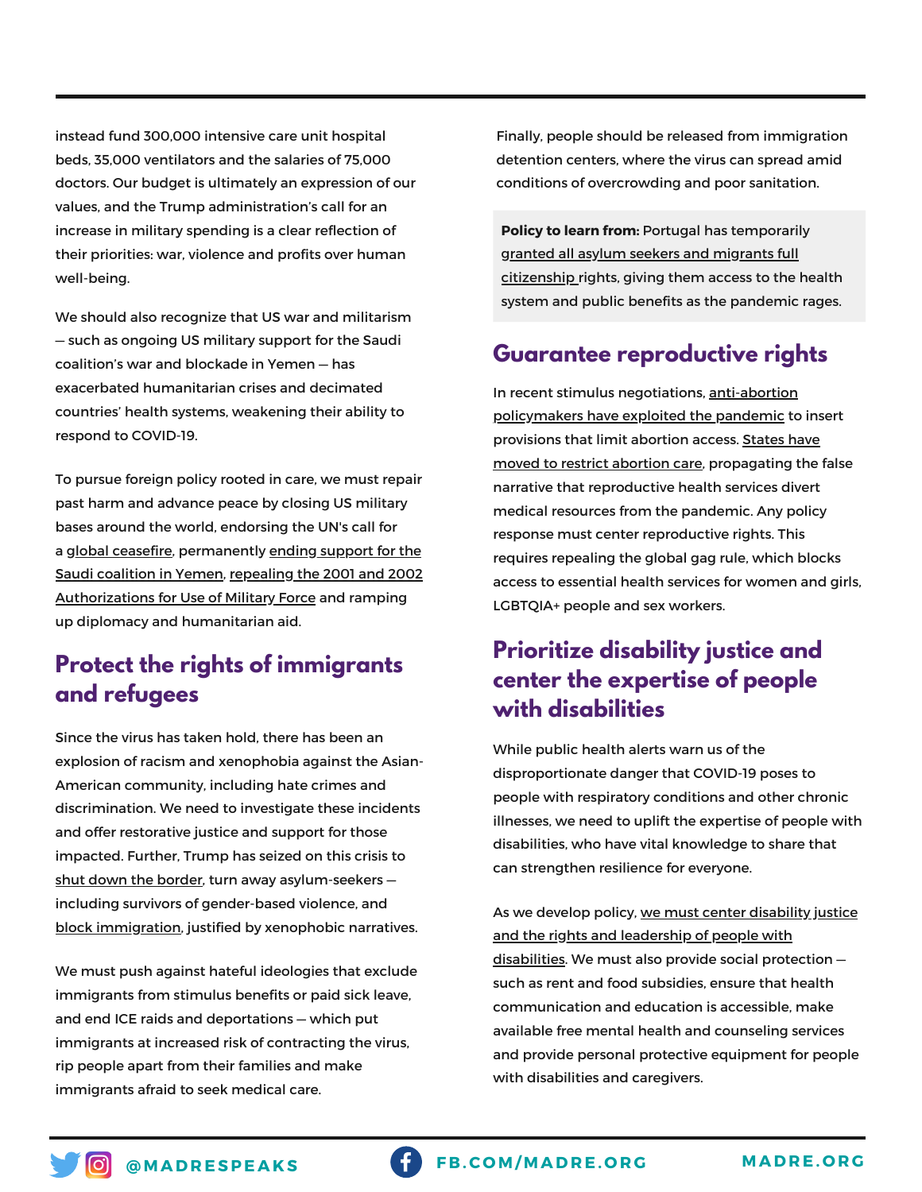instead fund 300,000 intensive care unit hospital beds, 35,000 ventilators and the salaries of 75,000 doctors. Our budget is ultimately an expression of our values, and the Trump administration's call for an increase in military spending is a clear reflection of their priorities: war, violence and profits over human well-being.

We should also recognize that US war and militarism — such as ongoing US military support for the Saudi coalition's war and blockade in Yemen — has exacerbated humanitarian crises and decimated countries' health systems, weakening their ability to respond to COVID-19.

To pursue foreign policy rooted in care, we must repair past harm and advance peace by closing US military bases around the world, endorsing the UN's call for a global ceasefire, permanently ending support for the Saudi coalition in Yemen, repealing the 2001 and 2002 Authorizations for Use of Military Force and ramping up diplomacy and humanitarian aid.

## Protect the rights of immigrants and refugees

Since the virus has taken hold, there has been an explosion of racism and xenophobia against the Asian-American community, including hate crimes and discrimination. We need to investigate these incidents and offer restorative justice and support for those impacted. Further, Trump has seized on this crisis to shut down the border, turn away asylum-seekers — including survivors of gender-based violence, and block immigration, justified by xenophobic narratives.

We must push against hateful ideologies that exclude immigrants from stimulus benefits or paid sick leave, and end ICE raids and deportations — which put immigrants at increased risk of contracting the virus, rip people apart from their families and make immigrants afraid to seek medical care.

Finally, people should be released from immigration detention centers, where the virus can spread amid conditions of overcrowding and poor sanitation.

**Policy to learn from:** Portugal has temporarily granted all asylum seekers and migrants full citizenship rights, giving them access to the health system and public benefits as the pandemic rages.

## Guarantee reproductive rights

In recent stimulus negotiations, anti-abortion policymakers have exploited the pandemic to insert provisions that limit abortion access. States have moved to restrict abortion care, propagating the false narrative that reproductive health services divert medical resources from the pandemic. Any policy response must center reproductive rights. This requires repealing the global gag rule, which blocks access to essential health services for women and girls, LGBTQIA+ people and sex workers.

## Prioritize disability justice and center the expertise of people with disabilities

While public health alerts warn us of the disproportionate danger that COVID-19 poses to people with respiratory conditions and other chronic illnesses, we need to uplift the expertise of people with disabilities, who have vital knowledge to share that can strengthen resilience for everyone.

As we develop policy, we must center disability justice and the rights and leadership of people with disabilities. We must also provide social protection — such as rent and food subsidies, ensure that health communication and education is accessible, make available free mental health and counseling services and provide personal protective equipment for people with disabilities and caregivers.